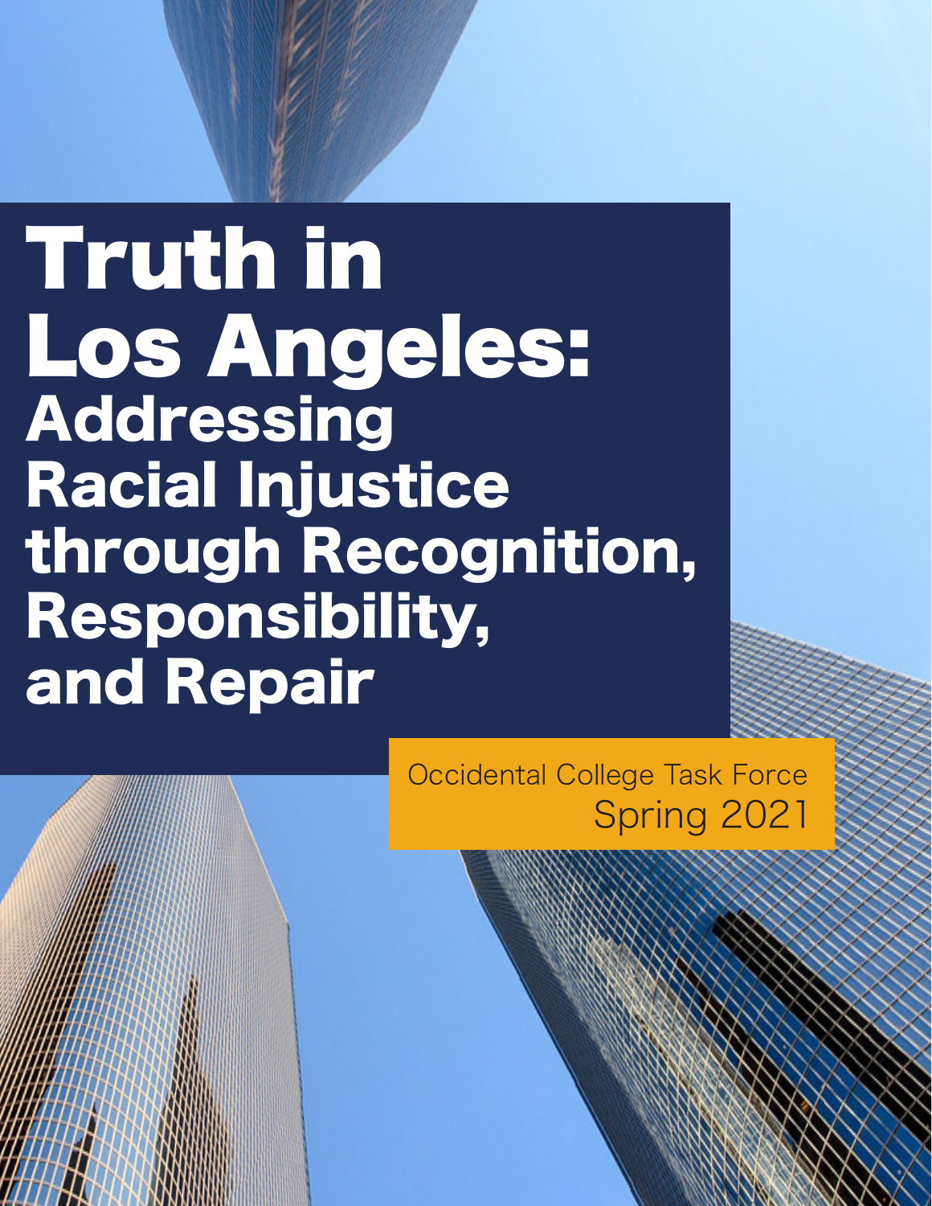# Truth in Los Angeles: Addressing Racial Injustice through Recognition, Responsibility, and Repair

Occidental College Task Force
Spring 2021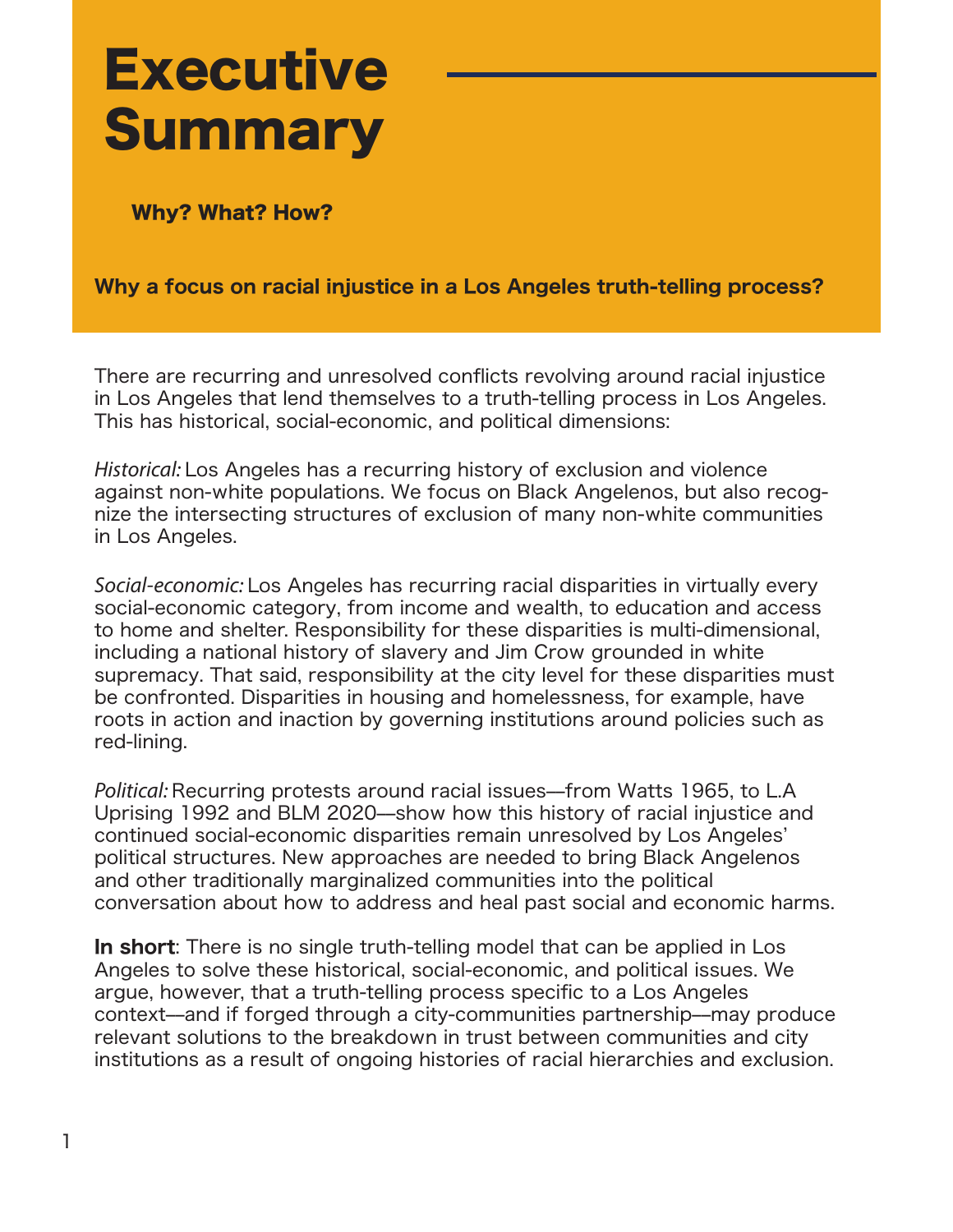# Executive Summary

### Why? What? How?

## Why a focus on racial injustice in a Los Angeles truth-telling process?

There are recurring and unresolved conflicts revolving around racial injustice in Los Angeles that lend themselves to a truth-telling process in Los Angeles. This has historical, social-economic, and political dimensions:

*Historical:* Los Angeles has a recurring history of exclusion and violence against non-white populations. We focus on Black Angelenos, but also recognize the intersecting structures of exclusion of many non-white communities in Los Angeles.

*Social-economic:* Los Angeles has recurring racial disparities in virtually every social-economic category, from income and wealth, to education and access to home and shelter. Responsibility for these disparities is multi-dimensional, including a national history of slavery and Jim Crow grounded in white supremacy. That said, responsibility at the city level for these disparities must be confronted. Disparities in housing and homelessness, for example, have roots in action and inaction by governing institutions around policies such as red-lining.

*Political:* Recurring protests around racial issues—from Watts 1965, to L.A Uprising 1992 and BLM 2020—show how this history of racial injustice and continued social-economic disparities remain unresolved by Los Angeles' political structures. New approaches are needed to bring Black Angelenos and other traditionally marginalized communities into the political conversation about how to address and heal past social and economic harms.

**In short**: There is no single truth-telling model that can be applied in Los Angeles to solve these historical, social-economic, and political issues. We argue, however, that a truth-telling process specific to a Los Angeles context—and if forged through a city-communities partnership—may produce relevant solutions to the breakdown in trust between communities and city institutions as a result of ongoing histories of racial hierarchies and exclusion.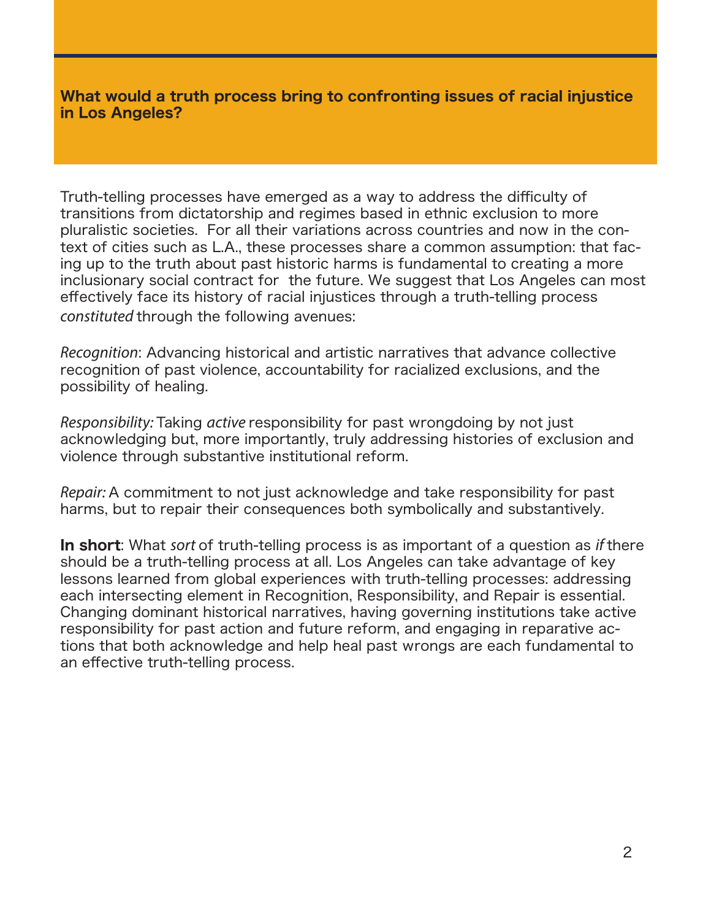## What would a truth process bring to confronting issues of racial injustice in Los Angeles?

Truth-telling processes have emerged as a way to address the difficulty of transitions from dictatorship and regimes based in ethnic exclusion to more pluralistic societies. For all their variations across countries and now in the context of cities such as L.A., these processes share a common assumption: that facing up to the truth about past historic harms is fundamental to creating a more inclusionary social contract for the future. We suggest that Los Angeles can most effectively face its history of racial injustices through a truth-telling process *constituted* through the following avenues:

*Recognition*: Advancing historical and artistic narratives that advance collective recognition of past violence, accountability for racialized exclusions, and the possibility of healing.

*Responsibility:* Taking *active* responsibility for past wrongdoing by not just acknowledging but, more importantly, truly addressing histories of exclusion and violence through substantive institutional reform.

*Repair:* A commitment to not just acknowledge and take responsibility for past harms, but to repair their consequences both symbolically and substantively.

**In short**: What *sort* of truth-telling process is as important of a question as *if* there should be a truth-telling process at all. Los Angeles can take advantage of key lessons learned from global experiences with truth-telling processes: addressing each intersecting element in Recognition, Responsibility, and Repair is essential. Changing dominant historical narratives, having governing institutions take active responsibility for past action and future reform, and engaging in reparative actions that both acknowledge and help heal past wrongs are each fundamental to an effective truth-telling process.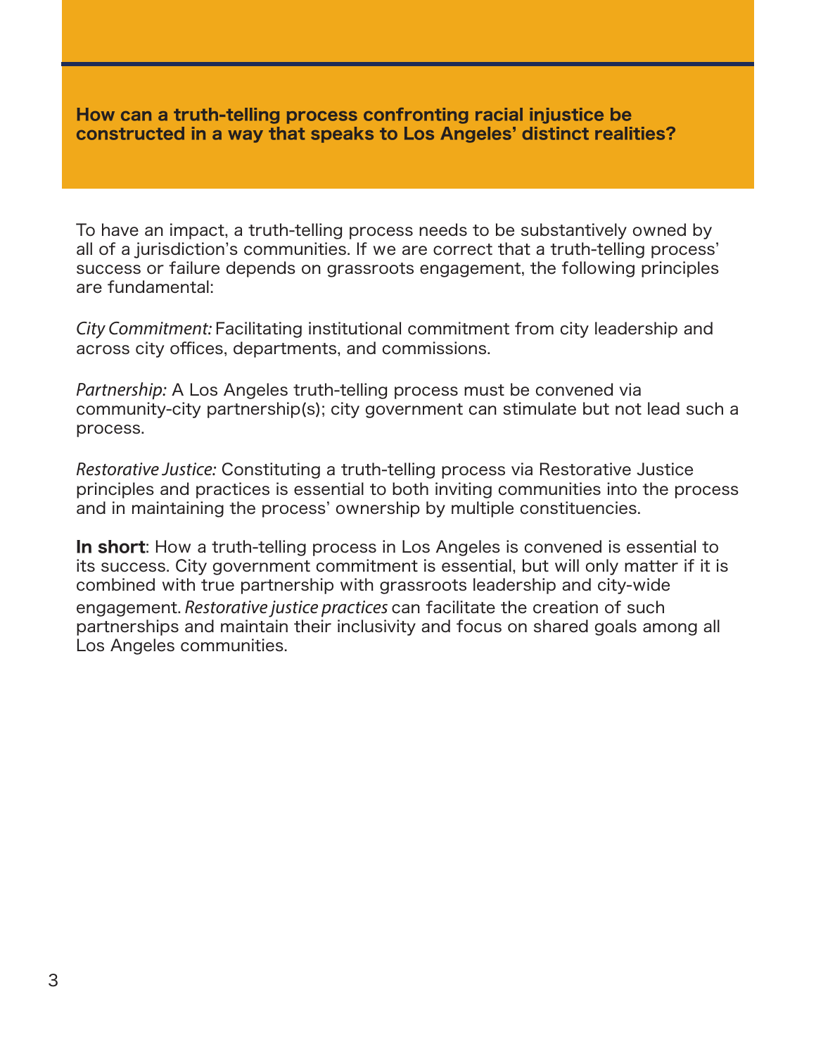**How can a truth-telling process confronting racial injustice be constructed in a way that speaks to Los Angeles' distinct realities?**

To have an impact, a truth-telling process needs to be substantively owned by all of a jurisdiction's communities. If we are correct that a truth-telling process' success or failure depends on grassroots engagement, the following principles are fundamental:

*City Commitment:* Facilitating institutional commitment from city leadership and across city offices, departments, and commissions.

*Partnership:* A Los Angeles truth-telling process must be convened via community-city partnership(s); city government can stimulate but not lead such a process.

*Restorative Justice:* Constituting a truth-telling process via Restorative Justice principles and practices is essential to both inviting communities into the process and in maintaining the process' ownership by multiple constituencies.

**In short**: How a truth-telling process in Los Angeles is convened is essential to its success. City government commitment is essential, but will only matter if it is combined with true partnership with grassroots leadership and city-wide engagement. *Restorative justice practices* can facilitate the creation of such partnerships and maintain their inclusivity and focus on shared goals among all Los Angeles communities.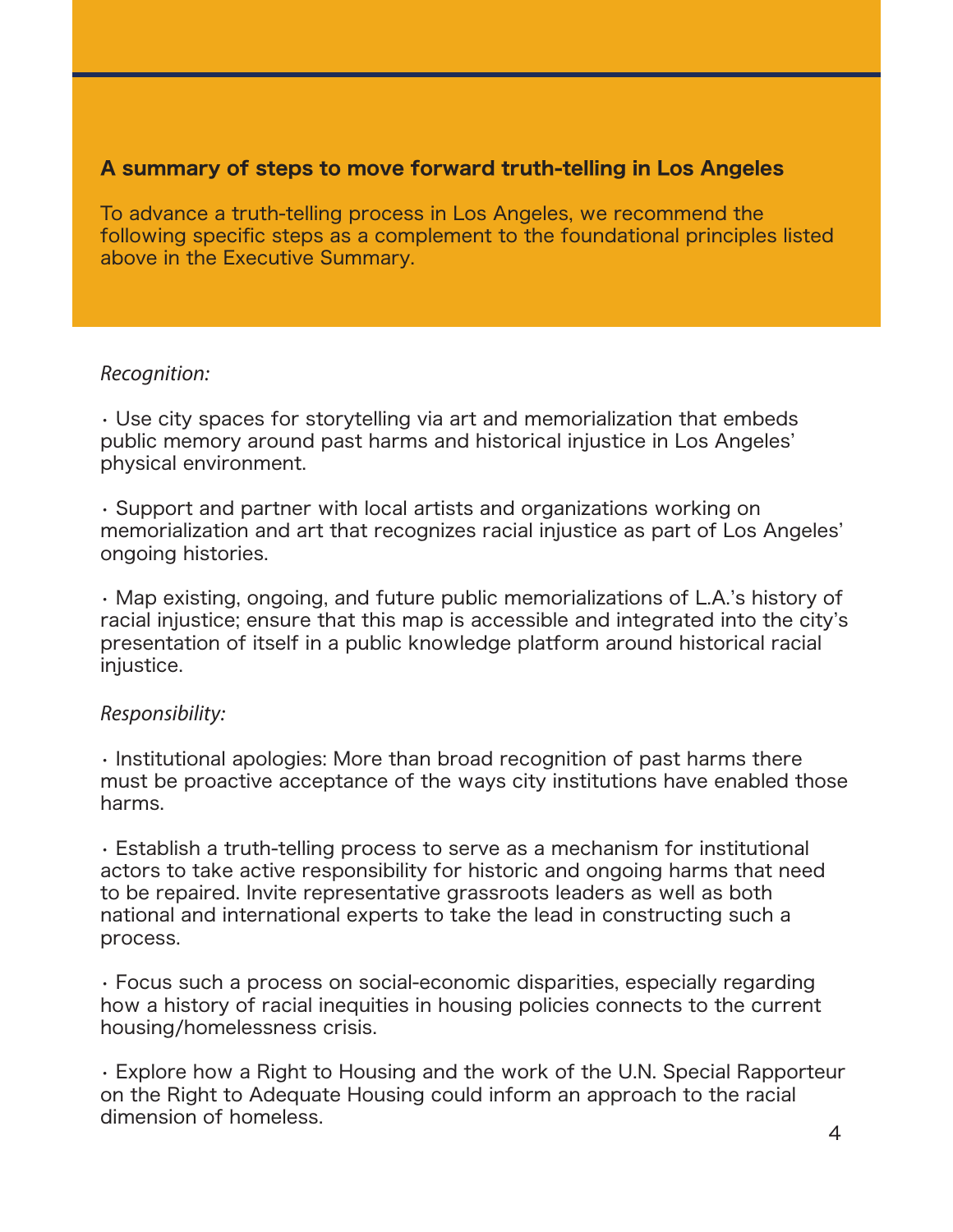## A summary of steps to move forward truth-telling in Los Angeles

To advance a truth-telling process in Los Angeles, we recommend the following specific steps as a complement to the foundational principles listed above in the Executive Summary.

*Recognition:*

- Use city spaces for storytelling via art and memorialization that embeds public memory around past harms and historical injustice in Los Angeles' physical environment.

- Support and partner with local artists and organizations working on memorialization and art that recognizes racial injustice as part of Los Angeles' ongoing histories.

- Map existing, ongoing, and future public memorializations of L.A.'s history of racial injustice; ensure that this map is accessible and integrated into the city's presentation of itself in a public knowledge platform around historical racial injustice.

*Responsibility:*

- Institutional apologies: More than broad recognition of past harms there must be proactive acceptance of the ways city institutions have enabled those harms.

- Establish a truth-telling process to serve as a mechanism for institutional actors to take active responsibility for historic and ongoing harms that need to be repaired. Invite representative grassroots leaders as well as both national and international experts to take the lead in constructing such a process.

- Focus such a process on social-economic disparities, especially regarding how a history of racial inequities in housing policies connects to the current housing/homelessness crisis.

- Explore how a Right to Housing and the work of the U.N. Special Rapporteur on the Right to Adequate Housing could inform an approach to the racial dimension of homeless.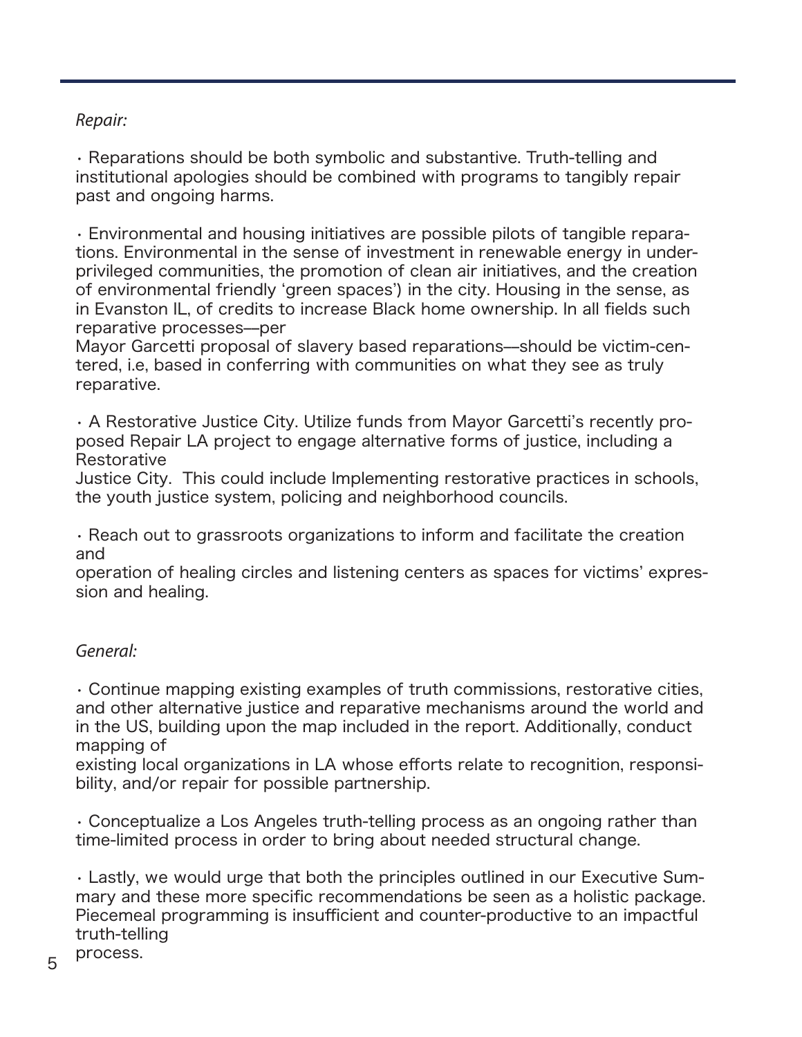*Repair:*

- Reparations should be both symbolic and substantive. Truth-telling and institutional apologies should be combined with programs to tangibly repair past and ongoing harms.

- Environmental and housing initiatives are possible pilots of tangible reparations. Environmental in the sense of investment in renewable energy in underprivileged communities, the promotion of clean air initiatives, and the creation of environmental friendly 'green spaces') in the city. Housing in the sense, as in Evanston IL, of credits to increase Black home ownership. In all fields such reparative processes—per Mayor Garcetti proposal of slavery based reparations—should be victim-centered, i.e, based in conferring with communities on what they see as truly reparative.

- A Restorative Justice City. Utilize funds from Mayor Garcetti's recently proposed Repair LA project to engage alternative forms of justice, including a Restorative Justice City. This could include Implementing restorative practices in schools, the youth justice system, policing and neighborhood councils.

- Reach out to grassroots organizations to inform and facilitate the creation and operation of healing circles and listening centers as spaces for victims' expression and healing.

*General:*

- Continue mapping existing examples of truth commissions, restorative cities, and other alternative justice and reparative mechanisms around the world and in the US, building upon the map included in the report. Additionally, conduct mapping of existing local organizations in LA whose efforts relate to recognition, responsibility, and/or repair for possible partnership.

- Conceptualize a Los Angeles truth-telling process as an ongoing rather than time-limited process in order to bring about needed structural change.

- Lastly, we would urge that both the principles outlined in our Executive Summary and these more specific recommendations be seen as a holistic package. Piecemeal programming is insufficient and counter-productive to an impactful truth-telling process.